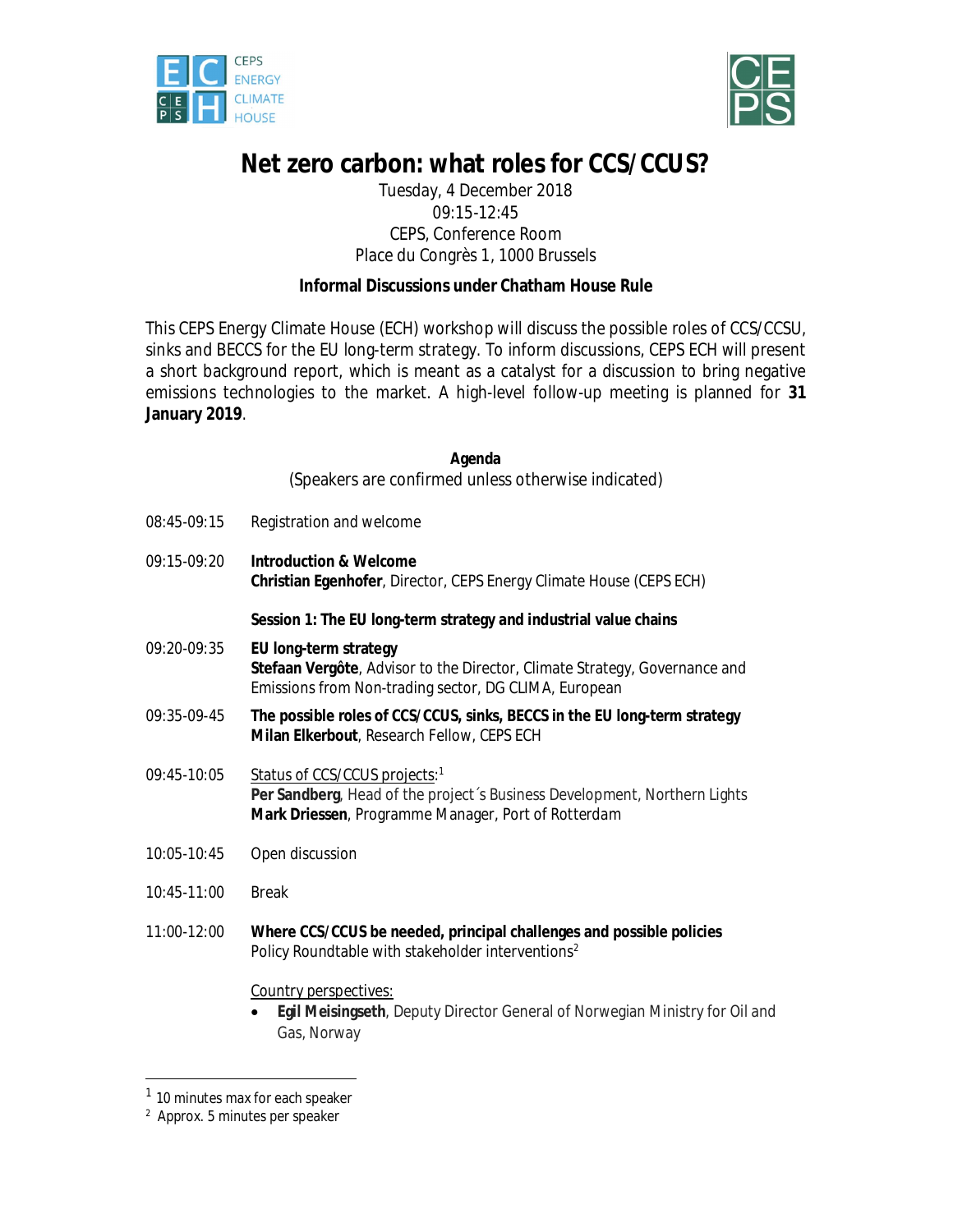# Net zero carbon: what roles for CCS/CCUS?

Tuesday, 4 December 2018
09:15-12:45
CEPS, Conference Room
Place du Congrès 1, 1000 Brussels

**Informal Discussions under Chatham House Rule**

This CEPS Energy Climate House (ECH) workshop will discuss the possible roles of CCS/CCSU, sinks and BECCS for the EU long-term strategy. To inform discussions, CEPS ECH will present a short background report, which is meant as a catalyst for a discussion to bring negative emissions technologies to the market. A high-level follow-up meeting is planned for **31 January 2019**.

**Agenda**
(Speakers are confirmed unless otherwise indicated)

08:45-09:15 Registration and welcome

09:15-09:20 **Introduction & Welcome**
**Christian Egenhofer**, Director, CEPS Energy Climate House (CEPS ECH)

**Session 1: The EU long-term strategy and industrial value chains**

09:20-09:35 **EU long-term strategy**
**Stefaan Vergôte**, Advisor to the Director, Climate Strategy, Governance and Emissions from Non-trading sector, DG CLIMA, European

09:35-09-45 **The possible roles of CCS/CCUS, sinks, BECCS in the EU long-term strategy**
**Milan Elkerbout**, Research Fellow, CEPS ECH

09:45-10:05 Status of CCS/CCUS projects:[1]
**Per Sandberg**, Head of the project´s Business Development, Northern Lights
**Mark Driessen**, Programme Manager, Port of Rotterdam

10:05-10:45 Open discussion

10:45-11:00 Break

11:00-12:00 **Where CCS/CCUS be needed, principal challenges and possible policies**
Policy Roundtable with stakeholder interventions[2]

Country perspectives:

- **Egil Meisingseth**, Deputy Director General of Norwegian Ministry for Oil and Gas, Norway

---

[1] 10 minutes max for each speaker
[2] Approx. 5 minutes per speaker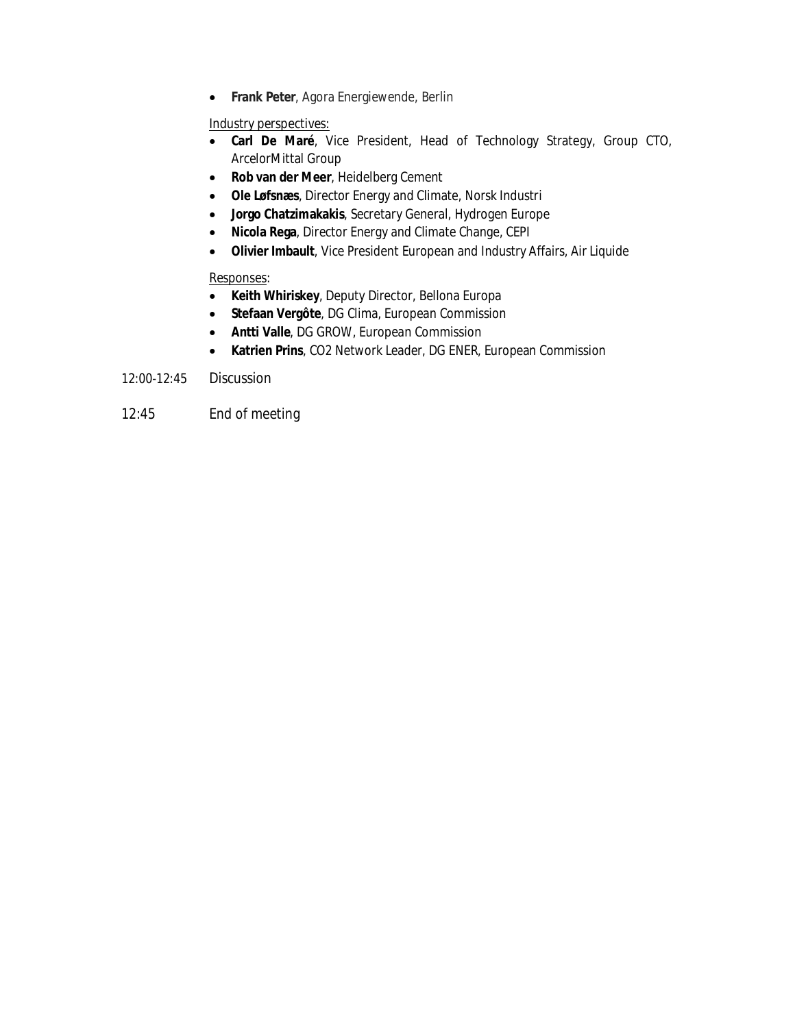- **Frank Peter**, Agora Energiewende, Berlin

Industry perspectives:

- **Carl De Maré**, Vice President, Head of Technology Strategy, Group CTO, ArcelorMittal Group
- **Rob van der Meer**, Heidelberg Cement
- **Ole Løfsnæs**, Director Energy and Climate, Norsk Industri
- **Jorgo Chatzimakakis**, Secretary General, Hydrogen Europe
- **Nicola Rega**, Director Energy and Climate Change, CEPI
- **Olivier Imbault**, Vice President European and Industry Affairs, Air Liquide

Responses:

- **Keith Whiriskey**, Deputy Director, Bellona Europa
- **Stefaan Vergôte**, DG Clima, European Commission
- **Antti Valle**, DG GROW, European Commission
- **Katrien Prins**, CO2 Network Leader, DG ENER, European Commission

12:00-12:45 Discussion

12:45 End of meeting